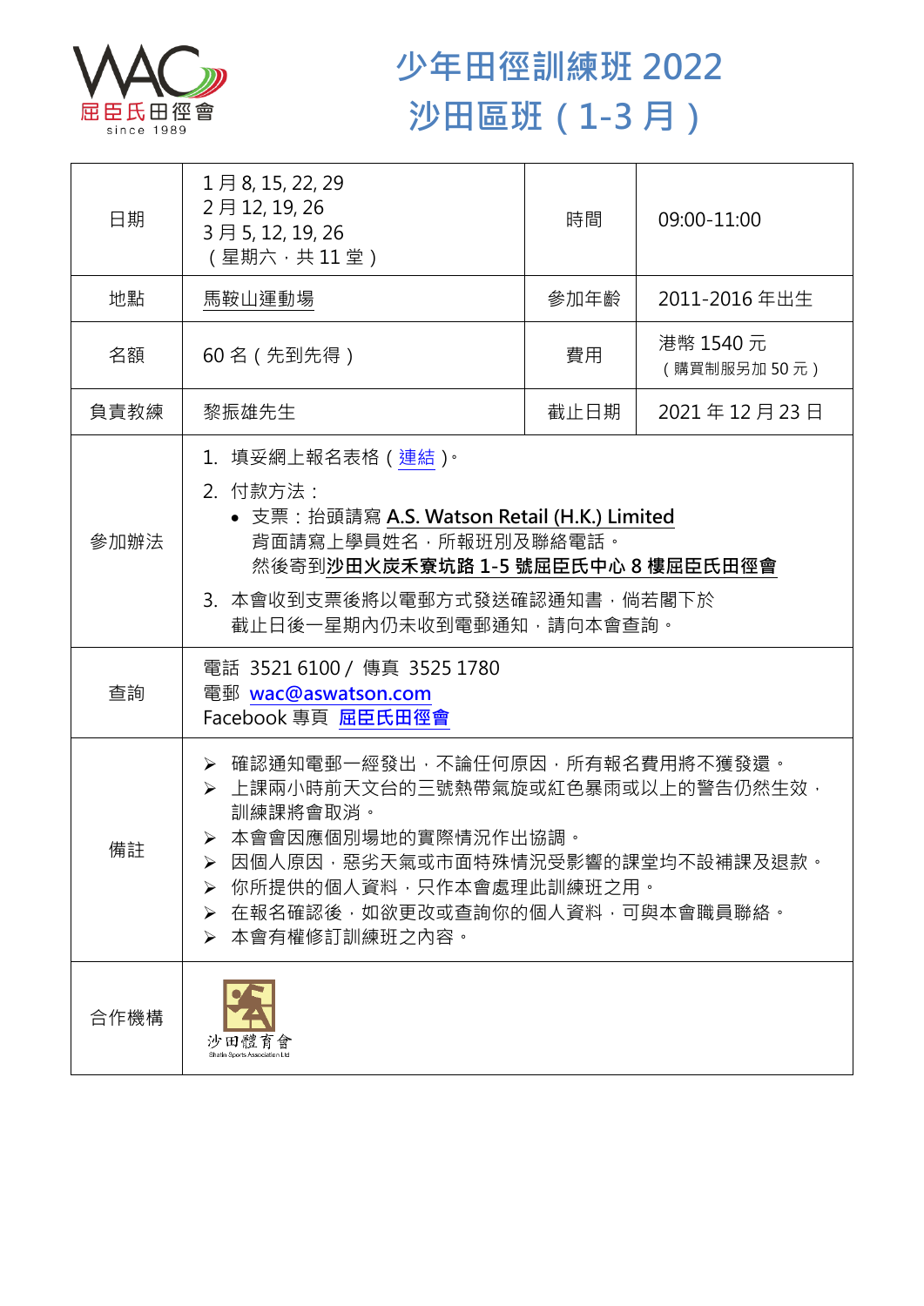屈臣氏田徑會
since 1989

# 少年田徑訓練班 2022
# 沙田區班（1-3 月）

| 日期 | 1 月 8, 15, 22, 29<br>2 月 12, 19, 26<br>3 月 5, 12, 19, 26<br>（星期六，共 11 堂） | 時間 | 09:00-11:00 |
|---|---|---|---|
| 地點 | 馬鞍山運動場 | 參加年齡 | 2011-2016 年出生 |
| 名額 | 60 名（先到先得） | 費用 | 港幣 1540 元<br>（購買制服另加 50 元） |
| 負責教練 | 黎振雄先生 | 截止日期 | 2021 年 12 月 23 日 |
| 參加辦法 | 1. 填妥網上報名表格（連結）。<br>2. 付款方法：<br>• 支票：抬頭請寫 **A.S. Watson Retail (H.K.) Limited**<br>背面請寫上學員姓名，所報班別及聯絡電話。<br>然後寄到**沙田火炭禾寮坑路 1-5 號屈臣氏中心 8 樓屈臣氏田徑會**<br>3. 本會收到支票後將以電郵方式發送確認通知書，倘若閣下於截止日後一星期內仍未收到電郵通知，請向本會查詢。 | | |
| 查詢 | 電話 3521 6100 / 傳真 3525 1780<br>電郵 wac@aswatson.com<br>Facebook 專頁 屈臣氏田徑會 | | |
| 備註 | ➢ 確認通知電郵一經發出，不論任何原因，所有報名費用將不獲發還。<br>➢ 上課兩小時前天文台的三號熱帶氣旋或紅色暴雨或以上的警告仍然生效，訓練課將會取消。<br>➢ 本會會因應個別場地的實際情況作出協調。<br>➢ 因個人原因，惡劣天氣或市面特殊情況受影響的課堂均不設補課及退款。<br>➢ 你所提供的個人資料，只作本會處理此訓練班之用。<br>➢ 在報名確認後，如欲更改或查詢你的個人資料，可與本會職員聯絡。<br>➢ 本會有權修訂訓練班之內容。 | | |
| 合作機構 | 沙田體育會<br>Shatin Sports Association Ltd | | |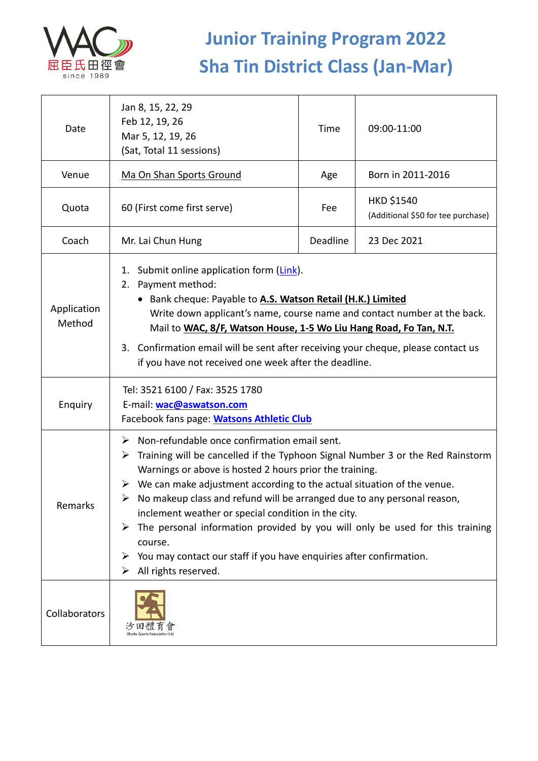# Junior Training Program 2022
## Sha Tin District Class (Jan-Mar)

| | | | |
|---|---|---|---|
| Date | Jan 8, 15, 22, 29<br>Feb 12, 19, 26<br>Mar 5, 12, 19, 26<br>(Sat, Total 11 sessions) | Time | 09:00-11:00 |
| Venue | Ma On Shan Sports Ground | Age | Born in 2011-2016 |
| Quota | 60 (First come first serve) | Fee | HKD $1540<br>(Additional $50 for tee purchase) |
| Coach | Mr. Lai Chun Hung | Deadline | 23 Dec 2021 |
| Application Method | 1. Submit online application form (Link).<br>2. Payment method:<br>• Bank cheque: Payable to **A.S. Watson Retail (H.K.) Limited**<br>Write down applicant's name, course name and contact number at the back.<br>Mail to **WAC, 8/F, Watson House, 1-5 Wo Liu Hang Road, Fo Tan, N.T.**<br>3. Confirmation email will be sent after receiving your cheque, please contact us if you have not received one week after the deadline. | | |
| Enquiry | Tel: 3521 6100 / Fax: 3525 1780<br>E-mail: **wac@aswatson.com**<br>Facebook fans page: **Watsons Athletic Club** | | |
| Remarks | ➢ Non-refundable once confirmation email sent.<br>➢ Training will be cancelled if the Typhoon Signal Number 3 or the Red Rainstorm Warnings or above is hosted 2 hours prior the training.<br>➢ We can make adjustment according to the actual situation of the venue.<br>➢ No makeup class and refund will be arranged due to any personal reason, inclement weather or special condition in the city.<br>➢ The personal information provided by you will only be used for this training course.<br>➢ You may contact our staff if you have enquiries after confirmation.<br>➢ All rights reserved. | | |
| Collaborators | 沙田體育會<br>Shatin Sports Association Ltd | | |